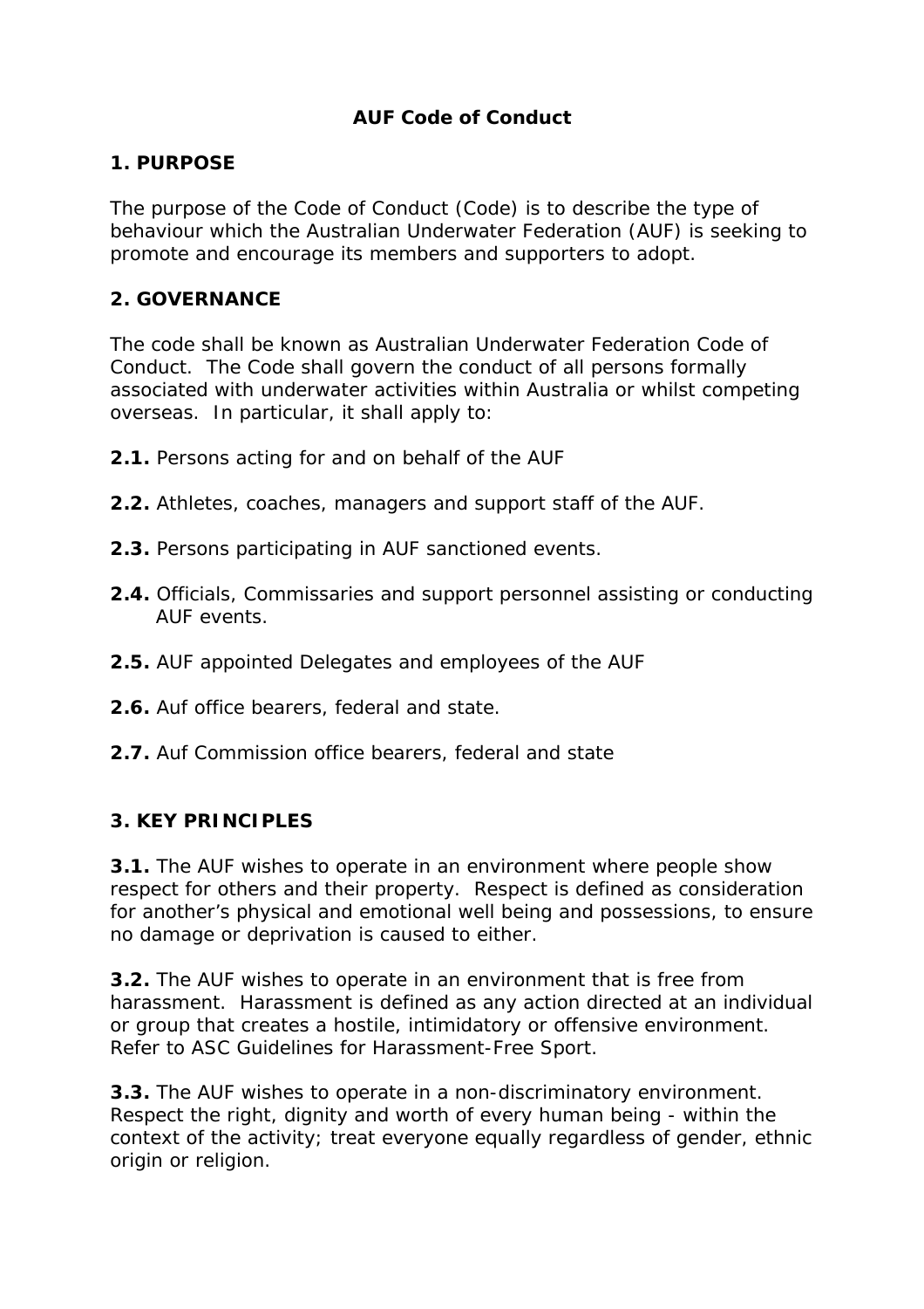# AUF Code of Conduct

## 1. PURPOSE

The purpose of the Code of Conduct (Code) is to describe the type of behaviour which the Australian Underwater Federation (AUF) is seeking to promote and encourage its members and supporters to adopt.

## 2. GOVERNANCE

The code shall be known as Australian Underwater Federation Code of Conduct. The Code shall govern the conduct of all persons formally associated with underwater activities within Australia or whilst competing overseas. In particular, it shall apply to:

**2.1.** Persons acting for and on behalf of the AUF

**2.2.** Athletes, coaches, managers and support staff of the AUF.

**2.3.** Persons participating in AUF sanctioned events.

**2.4.** Officials, Commissaries and support personnel assisting or conducting AUF events.

**2.5.** AUF appointed Delegates and employees of the AUF

**2.6.** Auf office bearers, federal and state.

**2.7.** Auf Commission office bearers, federal and state

## 3. KEY PRINCIPLES

**3.1.** The AUF wishes to operate in an environment where people show respect for others and their property. Respect is defined as consideration for another's physical and emotional well being and possessions, to ensure no damage or deprivation is caused to either.

**3.2.** The AUF wishes to operate in an environment that is free from harassment. Harassment is defined as any action directed at an individual or group that creates a hostile, intimidatory or offensive environment. Refer to ASC Guidelines for Harassment-Free Sport.

**3.3.** The AUF wishes to operate in a non-discriminatory environment. Respect the right, dignity and worth of every human being - within the context of the activity; treat everyone equally regardless of gender, ethnic origin or religion.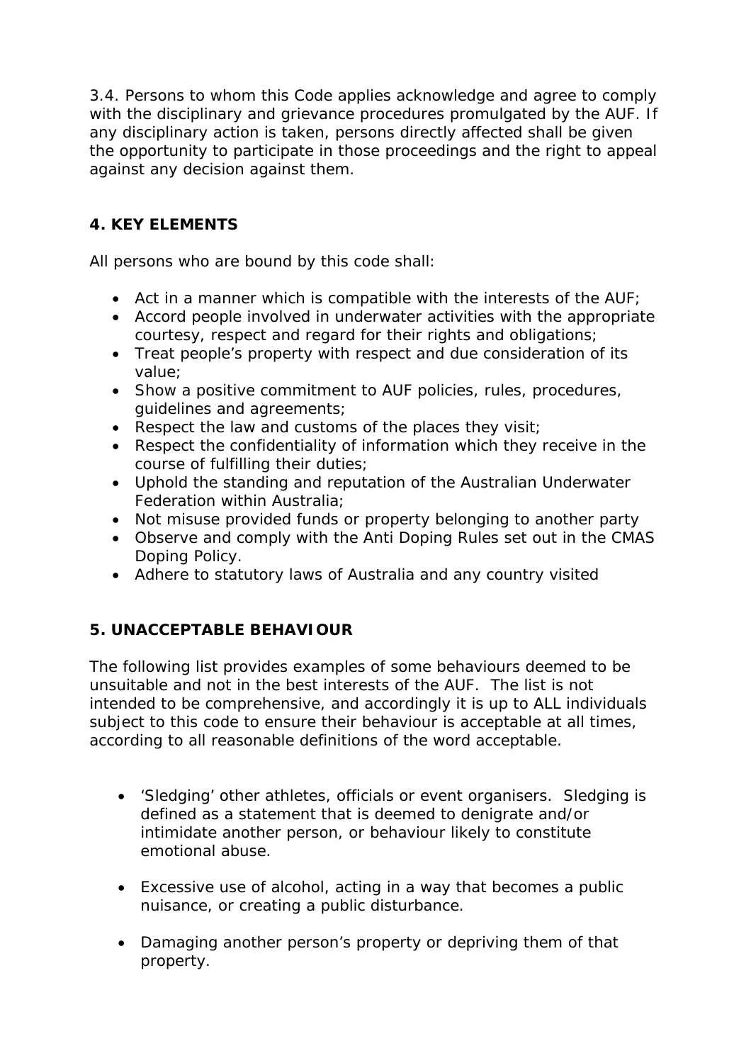3.4. Persons to whom this Code applies acknowledge and agree to comply with the disciplinary and grievance procedures promulgated by the AUF. If any disciplinary action is taken, persons directly affected shall be given the opportunity to participate in those proceedings and the right to appeal against any decision against them.

## 4. KEY ELEMENTS

All persons who are bound by this code shall:

- Act in a manner which is compatible with the interests of the AUF;
- Accord people involved in underwater activities with the appropriate courtesy, respect and regard for their rights and obligations;
- Treat people's property with respect and due consideration of its value;
- Show a positive commitment to AUF policies, rules, procedures, guidelines and agreements;
- Respect the law and customs of the places they visit;
- Respect the confidentiality of information which they receive in the course of fulfilling their duties;
- Uphold the standing and reputation of the Australian Underwater Federation within Australia;
- Not misuse provided funds or property belonging to another party
- Observe and comply with the Anti Doping Rules set out in the CMAS Doping Policy.
- Adhere to statutory laws of Australia and any country visited

## 5. UNACCEPTABLE BEHAVIOUR

The following list provides examples of some behaviours deemed to be unsuitable and not in the best interests of the AUF. The list is not intended to be comprehensive, and accordingly it is up to ALL individuals subject to this code to ensure their behaviour is acceptable at all times, according to all reasonable definitions of the word acceptable.

- 'Sledging' other athletes, officials or event organisers. Sledging is defined as a statement that is deemed to denigrate and/or intimidate another person, or behaviour likely to constitute emotional abuse.

- Excessive use of alcohol, acting in a way that becomes a public nuisance, or creating a public disturbance.

- Damaging another person's property or depriving them of that property.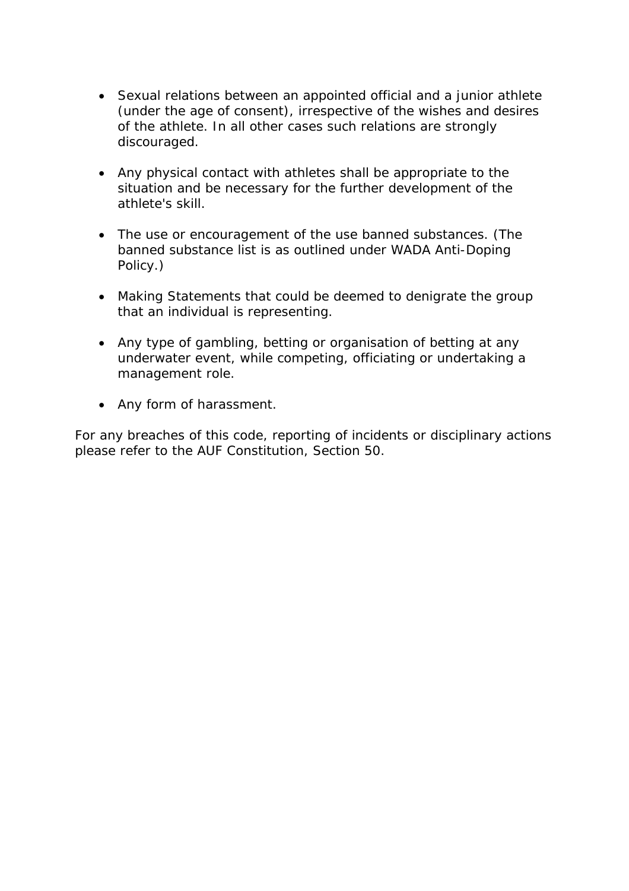- Sexual relations between an appointed official and a junior athlete (under the age of consent), irrespective of the wishes and desires of the athlete. In all other cases such relations are strongly discouraged.

- Any physical contact with athletes shall be appropriate to the situation and be necessary for the further development of the athlete's skill.

- The use or encouragement of the use banned substances. (The banned substance list is as outlined under WADA Anti-Doping Policy.)

- Making Statements that could be deemed to denigrate the group that an individual is representing.

- Any type of gambling, betting or organisation of betting at any underwater event, while competing, officiating or undertaking a management role.

- Any form of harassment.

For any breaches of this code, reporting of incidents or disciplinary actions please refer to the AUF Constitution, Section 50.